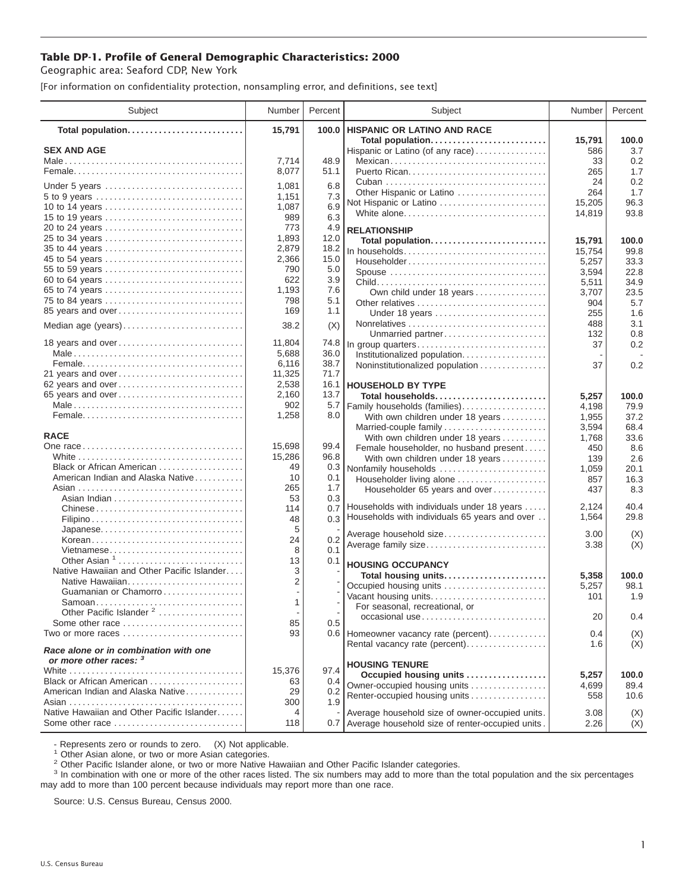**Table DP-1. Profile of General Demographic Characteristics: 2000**

Geographic area: Seaford CDP, New York

[For information on confidentiality protection, nonsampling error, and definitions, see text]

| Subject | Number | Percent |
|---|---|---|
| **Total population** | **15,791** | **100.0** |
| **SEX AND AGE** | | |
| Male | 7,714 | 48.9 |
| Female | 8,077 | 51.1 |
| Under 5 years | 1,081 | 6.8 |
| 5 to 9 years | 1,151 | 7.3 |
| 10 to 14 years | 1,087 | 6.9 |
| 15 to 19 years | 989 | 6.3 |
| 20 to 24 years | 773 | 4.9 |
| 25 to 34 years | 1,893 | 12.0 |
| 35 to 44 years | 2,879 | 18.2 |
| 45 to 54 years | 2,366 | 15.0 |
| 55 to 59 years | 790 | 5.0 |
| 60 to 64 years | 622 | 3.9 |
| 65 to 74 years | 1,193 | 7.6 |
| 75 to 84 years | 798 | 5.1 |
| 85 years and over | 169 | 1.1 |
| Median age (years) | 38.2 | (X) |
| 18 years and over | 11,804 | 74.8 |
| Male | 5,688 | 36.0 |
| Female | 6,116 | 38.7 |
| 21 years and over | 11,325 | 71.7 |
| 62 years and over | 2,538 | 16.1 |
| 65 years and over | 2,160 | 13.7 |
| Male | 902 | 5.7 |
| Female | 1,258 | 8.0 |
| **RACE** | | |
| One race | 15,698 | 99.4 |
| White | 15,286 | 96.8 |
| Black or African American | 49 | 0.3 |
| American Indian and Alaska Native | 10 | 0.1 |
| Asian | 265 | 1.7 |
| Asian Indian | 53 | 0.3 |
| Chinese | 114 | 0.7 |
| Filipino | 48 | 0.3 |
| Japanese | 5 | - |
| Korean | 24 | 0.2 |
| Vietnamese | 8 | 0.1 |
| Other Asian [1] | 13 | 0.1 |
| Native Hawaiian and Other Pacific Islander | 3 | - |
| Native Hawaiian | 2 | - |
| Guamanian or Chamorro | - | - |
| Samoan | 1 | - |
| Other Pacific Islander [2] | - | - |
| Some other race | 85 | 0.5 |
| Two or more races | 93 | 0.6 |
| ***Race alone or in combination with one or more other races:*** [3] | | |
| White | 15,376 | 97.4 |
| Black or African American | 63 | 0.4 |
| American Indian and Alaska Native | 29 | 0.2 |
| Asian | 300 | 1.9 |
| Native Hawaiian and Other Pacific Islander | 4 | - |
| Some other race | 118 | 0.7 |
| **HISPANIC OR LATINO AND RACE** | | |
| **Total population** | **15,791** | **100.0** |
| Hispanic or Latino (of any race) | 586 | 3.7 |
| Mexican | 33 | 0.2 |
| Puerto Rican | 265 | 1.7 |
| Cuban | 24 | 0.2 |
| Other Hispanic or Latino | 264 | 1.7 |
| Not Hispanic or Latino | 15,205 | 96.3 |
| White alone | 14,819 | 93.8 |
| **RELATIONSHIP** | | |
| **Total population** | **15,791** | **100.0** |
| In households | 15,754 | 99.8 |
| Householder | 5,257 | 33.3 |
| Spouse | 3,594 | 22.8 |
| Child | 5,511 | 34.9 |
| Own child under 18 years | 3,707 | 23.5 |
| Other relatives | 904 | 5.7 |
| Under 18 years | 255 | 1.6 |
| Nonrelatives | 488 | 3.1 |
| Unmarried partner | 132 | 0.8 |
| In group quarters | 37 | 0.2 |
| Institutionalized population | - | - |
| Noninstitutionalized population | 37 | 0.2 |
| **HOUSEHOLD BY TYPE** | | |
| **Total households** | **5,257** | **100.0** |
| Family households (families) | 4,198 | 79.9 |
| With own children under 18 years | 1,955 | 37.2 |
| Married-couple family | 3,594 | 68.4 |
| With own children under 18 years | 1,768 | 33.6 |
| Female householder, no husband present | 450 | 8.6 |
| With own children under 18 years | 139 | 2.6 |
| Nonfamily households | 1,059 | 20.1 |
| Householder living alone | 857 | 16.3 |
| Householder 65 years and over | 437 | 8.3 |
| Households with individuals under 18 years | 2,124 | 40.4 |
| Households with individuals 65 years and over | 1,564 | 29.8 |
| Average household size | 3.00 | (X) |
| Average family size | 3.38 | (X) |
| **HOUSING OCCUPANCY** | | |
| **Total housing units** | **5,358** | **100.0** |
| Occupied housing units | 5,257 | 98.1 |
| Vacant housing units | 101 | 1.9 |
| For seasonal, recreational, or occasional use | 20 | 0.4 |
| Homeowner vacancy rate (percent) | 0.4 | (X) |
| Rental vacancy rate (percent) | 1.6 | (X) |
| **HOUSING TENURE** | | |
| **Occupied housing units** | **5,257** | **100.0** |
| Owner-occupied housing units | 4,699 | 89.4 |
| Renter-occupied housing units | 558 | 10.6 |
| Average household size of owner-occupied units | 3.08 | (X) |
| Average household size of renter-occupied units | 2.26 | (X) |

- Represents zero or rounds to zero. (X) Not applicable.

[1] Other Asian alone, or two or more Asian categories.

[2] Other Pacific Islander alone, or two or more Native Hawaiian and Other Pacific Islander categories.

[3] In combination with one or more of the other races listed. The six numbers may add to more than the total population and the six percentages may add to more than 100 percent because individuals may report more than one race.

Source: U.S. Census Bureau, Census 2000.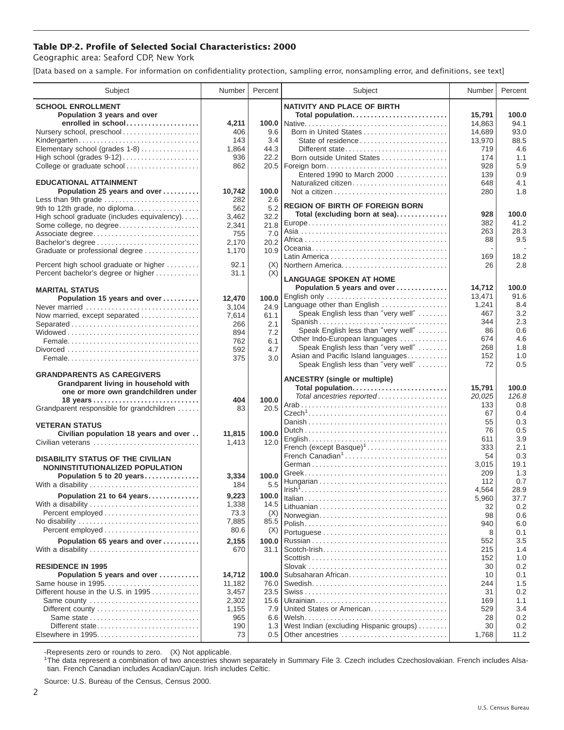**Table DP-2. Profile of Selected Social Characteristics: 2000**

Geographic area: Seaford CDP, New York

[Data based on a sample. For information on confidentiality protection, sampling error, nonsampling error, and definitions, see text]

| Subject | Number | Percent |
|---|---|---|
| **SCHOOL ENROLLMENT** | | |
| **Population 3 years and over enrolled in school** | **4,211** | **100.0** |
| Nursery school, preschool | 406 | 9.6 |
| Kindergarten | 143 | 3.4 |
| Elementary school (grades 1-8) | 1,864 | 44.3 |
| High school (grades 9-12) | 936 | 22.2 |
| College or graduate school | 862 | 20.5 |
| **EDUCATIONAL ATTAINMENT** | | |
| **Population 25 years and over** | **10,742** | **100.0** |
| Less than 9th grade | 282 | 2.6 |
| 9th to 12th grade, no diploma | 562 | 5.2 |
| High school graduate (includes equivalency) | 3,462 | 32.2 |
| Some college, no degree | 2,341 | 21.8 |
| Associate degree | 755 | 7.0 |
| Bachelor's degree | 2,170 | 20.2 |
| Graduate or professional degree | 1,170 | 10.9 |
| Percent high school graduate or higher | 92.1 | (X) |
| Percent bachelor's degree or higher | 31.1 | (X) |
| **MARITAL STATUS** | | |
| **Population 15 years and over** | **12,470** | **100.0** |
| Never married | 3,104 | 24.9 |
| Now married, except separated | 7,614 | 61.1 |
| Separated | 266 | 2.1 |
| Widowed | 894 | 7.2 |
| Female | 762 | 6.1 |
| Divorced | 592 | 4.7 |
| Female | 375 | 3.0 |
| **GRANDPARENTS AS CAREGIVERS** | | |
| **Grandparent living in household with one or more own grandchildren under 18 years** | **404** | **100.0** |
| Grandparent responsible for grandchildren | 83 | 20.5 |
| **VETERAN STATUS** | | |
| **Civilian population 18 years and over** | **11,815** | **100.0** |
| Civilian veterans | 1,413 | 12.0 |
| **DISABILITY STATUS OF THE CIVILIAN NONINSTITUTIONALIZED POPULATION** | | |
| **Population 5 to 20 years** | **3,334** | **100.0** |
| With a disability | 184 | 5.5 |
| **Population 21 to 64 years** | **9,223** | **100.0** |
| With a disability | 1,338 | 14.5 |
| Percent employed | 73.3 | (X) |
| No disability | 7,885 | 85.5 |
| Percent employed | 80.6 | (X) |
| **Population 65 years and over** | **2,155** | **100.0** |
| With a disability | 670 | 31.1 |
| **RESIDENCE IN 1995** | | |
| **Population 5 years and over** | **14,712** | **100.0** |
| Same house in 1995 | 11,182 | 76.0 |
| Different house in the U.S. in 1995 | 3,457 | 23.5 |
| Same county | 2,302 | 15.6 |
| Different county | 1,155 | 7.9 |
| Same state | 965 | 6.6 |
| Different state | 190 | 1.3 |
| Elsewhere in 1995 | 73 | 0.5 |
| **NATIVITY AND PLACE OF BIRTH** | | |
| **Total population** | **15,791** | **100.0** |
| Native | 14,863 | 94.1 |
| Born in United States | 14,689 | 93.0 |
| State of residence | 13,970 | 88.5 |
| Different state | 719 | 4.6 |
| Born outside United States | 174 | 1.1 |
| Foreign born | 928 | 5.9 |
| Entered 1990 to March 2000 | 139 | 0.9 |
| Naturalized citizen | 648 | 4.1 |
| Not a citizen | 280 | 1.8 |
| **REGION OF BIRTH OF FOREIGN BORN** | | |
| **Total (excluding born at sea)** | **928** | **100.0** |
| Europe | 382 | 41.2 |
| Asia | 263 | 28.3 |
| Africa | 88 | 9.5 |
| Oceania | - | - |
| Latin America | 169 | 18.2 |
| Northern America | 26 | 2.8 |
| **LANGUAGE SPOKEN AT HOME** | | |
| **Population 5 years and over** | **14,712** | **100.0** |
| English only | 13,471 | 91.6 |
| Language other than English | 1,241 | 8.4 |
| Speak English less than "very well" | 467 | 3.2 |
| Spanish | 344 | 2.3 |
| Speak English less than "very well" | 86 | 0.6 |
| Other Indo-European languages | 674 | 4.6 |
| Speak English less than "very well" | 268 | 1.8 |
| Asian and Pacific Island languages | 152 | 1.0 |
| Speak English less than "very well" | 72 | 0.5 |
| **ANCESTRY (single or multiple)** | | |
| **Total population** | **15,791** | **100.0** |
| *Total ancestries reported* | *20,025* | *126.8* |
| Arab | 133 | 0.8 |
| Czech[1] | 67 | 0.4 |
| Danish | 55 | 0.3 |
| Dutch | 76 | 0.5 |
| English | 611 | 3.9 |
| French (except Basque)[1] | 333 | 2.1 |
| French Canadian[1] | 54 | 0.3 |
| German | 3,015 | 19.1 |
| Greek | 209 | 1.3 |
| Hungarian | 112 | 0.7 |
| Irish[1] | 4,564 | 28.9 |
| Italian | 5,960 | 37.7 |
| Lithuanian | 32 | 0.2 |
| Norwegian | 98 | 0.6 |
| Polish | 940 | 6.0 |
| Portuguese | 8 | 0.1 |
| Russian | 552 | 3.5 |
| Scotch-Irish | 215 | 1.4 |
| Scottish | 152 | 1.0 |
| Slovak | 30 | 0.2 |
| Subsaharan African | 10 | 0.1 |
| Swedish | 244 | 1.5 |
| Swiss | 31 | 0.2 |
| Ukrainian | 169 | 1.1 |
| United States or American | 529 | 3.4 |
| Welsh | 28 | 0.2 |
| West Indian (excluding Hispanic groups) | 30 | 0.2 |
| Other ancestries | 1,768 | 11.2 |

-Represents zero or rounds to zero. (X) Not applicable.

[1]The data represent a combination of two ancestries shown separately in Summary File 3. Czech includes Czechoslovakian. French includes Alsatian. French Canadian includes Acadian/Cajun. Irish includes Celtic.

Source: U.S. Bureau of the Census, Census 2000.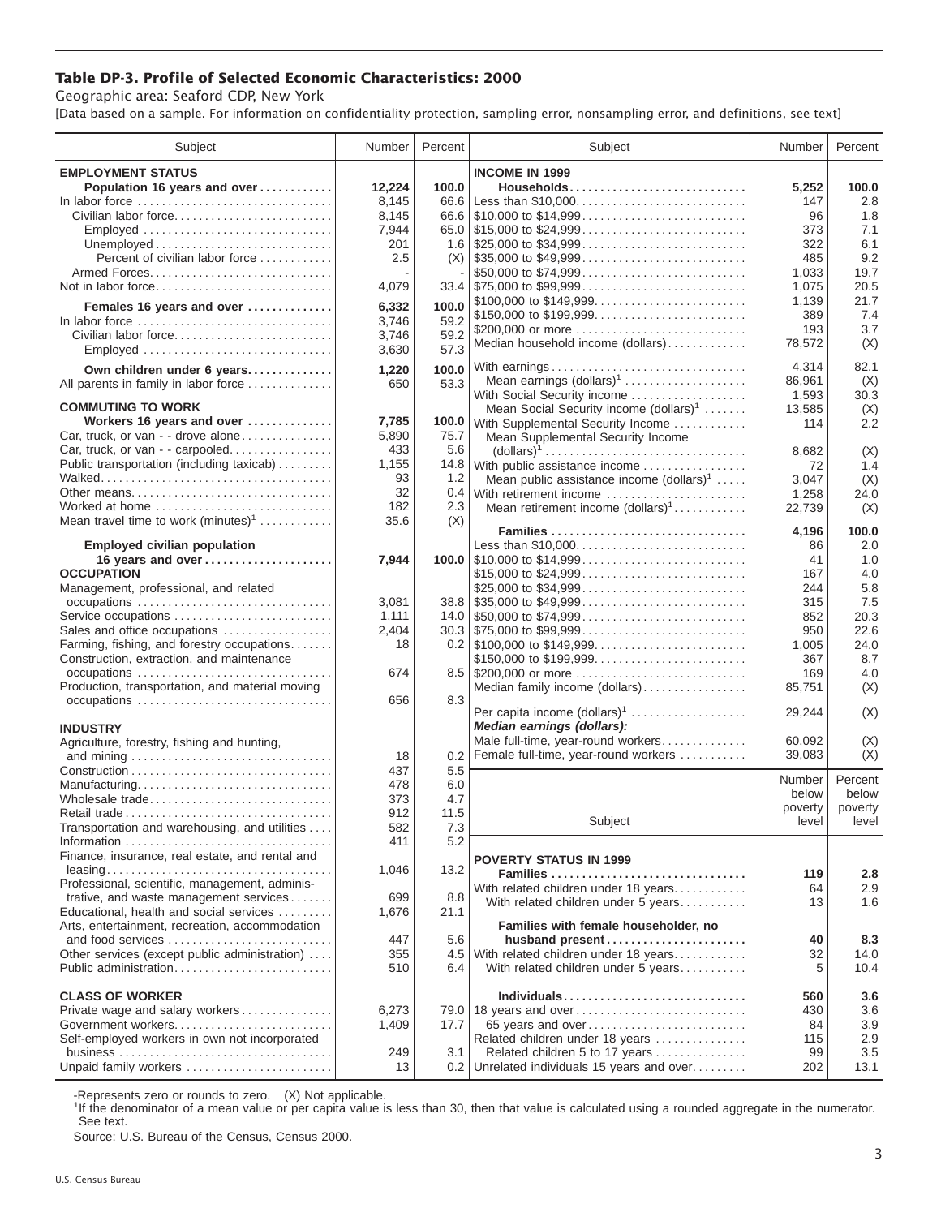### Table DP-3. Profile of Selected Economic Characteristics: 2000

Geographic area: Seaford CDP, New York

[Data based on a sample. For information on confidentiality protection, sampling error, nonsampling error, and definitions, see text]

| Subject | Number | Percent |
|---|---|---|
| **EMPLOYMENT STATUS** | | |
| **Population 16 years and over** | **12,224** | **100.0** |
| In labor force | 8,145 | 66.6 |
| Civilian labor force | 8,145 | 66.6 |
| Employed | 7,944 | 65.0 |
| Unemployed | 201 | 1.6 |
| Percent of civilian labor force | 2.5 | (X) |
| Armed Forces | - | - |
| Not in labor force | 4,079 | 33.4 |
| **Females 16 years and over** | **6,332** | **100.0** |
| In labor force | 3,746 | 59.2 |
| Civilian labor force | 3,746 | 59.2 |
| Employed | 3,630 | 57.3 |
| **Own children under 6 years** | **1,220** | **100.0** |
| All parents in family in labor force | 650 | 53.3 |
| **COMMUTING TO WORK** | | |
| **Workers 16 years and over** | **7,785** | **100.0** |
| Car, truck, or van - - drove alone | 5,890 | 75.7 |
| Car, truck, or van - - carpooled | 433 | 5.6 |
| Public transportation (including taxicab) | 1,155 | 14.8 |
| Walked | 93 | 1.2 |
| Other means | 32 | 0.4 |
| Worked at home | 182 | 2.3 |
| Mean travel time to work (minutes)[1] | 35.6 | (X) |
| **Employed civilian population 16 years and over** | **7,944** | **100.0** |
| **OCCUPATION** | | |
| Management, professional, and related occupations | 3,081 | 38.8 |
| Service occupations | 1,111 | 14.0 |
| Sales and office occupations | 2,404 | 30.3 |
| Farming, fishing, and forestry occupations | 18 | 0.2 |
| Construction, extraction, and maintenance occupations | 674 | 8.5 |
| Production, transportation, and material moving occupations | 656 | 8.3 |
| **INDUSTRY** | | |
| Agriculture, forestry, fishing and hunting, and mining | 18 | 0.2 |
| Construction | 437 | 5.5 |
| Manufacturing | 478 | 6.0 |
| Wholesale trade | 373 | 4.7 |
| Retail trade | 912 | 11.5 |
| Transportation and warehousing, and utilities | 582 | 7.3 |
| Information | 411 | 5.2 |
| Finance, insurance, real estate, and rental and leasing | 1,046 | 13.2 |
| Professional, scientific, management, administrative, and waste management services | 699 | 8.8 |
| Educational, health and social services | 1,676 | 21.1 |
| Arts, entertainment, recreation, accommodation and food services | 447 | 5.6 |
| Other services (except public administration) | 355 | 4.5 |
| Public administration | 510 | 6.4 |
| **CLASS OF WORKER** | | |
| Private wage and salary workers | 6,273 | 79.0 |
| Government workers | 1,409 | 17.7 |
| Self-employed workers in own not incorporated business | 249 | 3.1 |
| Unpaid family workers | 13 | 0.2 |

| Subject | Number | Percent |
|---|---|---|
| **INCOME IN 1999** | | |
| **Households** | **5,252** | **100.0** |
| Less than $10,000 | 147 | 2.8 |
| $10,000 to $14,999 | 96 | 1.8 |
| $15,000 to $24,999 | 373 | 7.1 |
| $25,000 to $34,999 | 322 | 6.1 |
| $35,000 to $49,999 | 485 | 9.2 |
| $50,000 to $74,999 | 1,033 | 19.7 |
| $75,000 to $99,999 | 1,075 | 20.5 |
| $100,000 to $149,999 | 1,139 | 21.7 |
| $150,000 to $199,999 | 389 | 7.4 |
| $200,000 or more | 193 | 3.7 |
| Median household income (dollars) | 78,572 | (X) |
| With earnings | 4,314 | 82.1 |
| Mean earnings (dollars)[1] | 86,961 | (X) |
| With Social Security income | 1,593 | 30.3 |
| Mean Social Security income (dollars)[1] | 13,585 | (X) |
| With Supplemental Security Income | 114 | 2.2 |
| Mean Supplemental Security Income (dollars)[1] | 8,682 | (X) |
| With public assistance income | 72 | 1.4 |
| Mean public assistance income (dollars)[1] | 3,047 | (X) |
| With retirement income | 1,258 | 24.0 |
| Mean retirement income (dollars)[1] | 22,739 | (X) |
| **Families** | **4,196** | **100.0** |
| Less than $10,000 | 86 | 2.0 |
| $10,000 to $14,999 | 41 | 1.0 |
| $15,000 to $24,999 | 167 | 4.0 |
| $25,000 to $34,999 | 244 | 5.8 |
| $35,000 to $49,999 | 315 | 7.5 |
| $50,000 to $74,999 | 852 | 20.3 |
| $75,000 to $99,999 | 950 | 22.6 |
| $100,000 to $149,999 | 1,005 | 24.0 |
| $150,000 to $199,999 | 367 | 8.7 |
| $200,000 or more | 169 | 4.0 |
| Median family income (dollars) | 85,751 | (X) |
| Per capita income (dollars)[1] | 29,244 | (X) |
| ***Median earnings (dollars):*** | | |
| Male full-time, year-round workers | 60,092 | (X) |
| Female full-time, year-round workers | 39,083 | (X) |

| Subject | Number below poverty level | Percent below poverty level |
|---|---|---|
| **POVERTY STATUS IN 1999** | | |
| **Families** | **119** | **2.8** |
| With related children under 18 years | 64 | 2.9 |
| With related children under 5 years | 13 | 1.6 |
| **Families with female householder, no husband present** | **40** | **8.3** |
| With related children under 18 years | 32 | 14.0 |
| With related children under 5 years | 5 | 10.4 |
| **Individuals** | **560** | **3.6** |
| 18 years and over | 430 | 3.6 |
| 65 years and over | 84 | 3.9 |
| Related children under 18 years | 115 | 2.9 |
| Related children 5 to 17 years | 99 | 3.5 |
| Unrelated individuals 15 years and over | 202 | 13.1 |

-Represents zero or rounds to zero. (X) Not applicable.

[1]If the denominator of a mean value or per capita value is less than 30, then that value is calculated using a rounded aggregate in the numerator. See text.

Source: U.S. Bureau of the Census, Census 2000.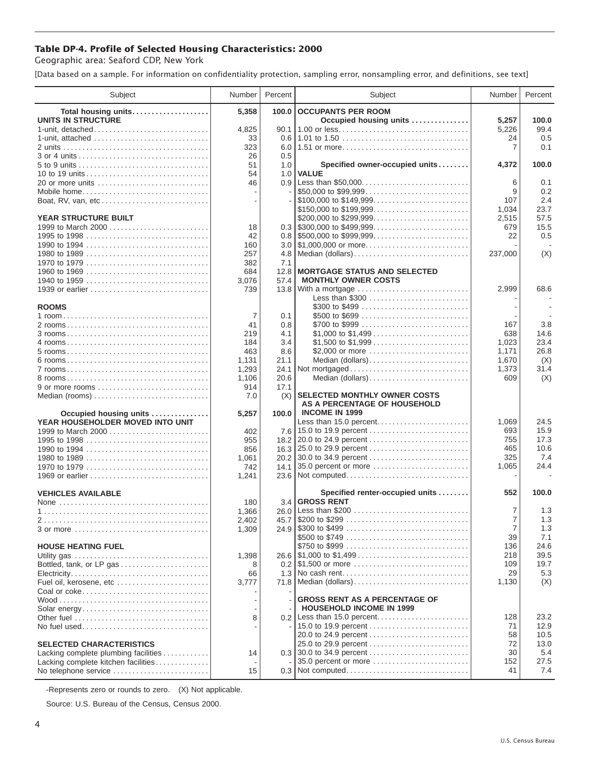## Table DP-4. Profile of Selected Housing Characteristics: 2000

Geographic area: Seaford CDP, New York

[Data based on a sample. For information on confidentiality protection, sampling error, nonsampling error, and definitions, see text]

| Subject | Number | Percent | Subject | Number | Percent |
|---|---|---|---|---|---|
| **Total housing units** | **5,358** | **100.0** | **OCCUPANTS PER ROOM** | | |
| **UNITS IN STRUCTURE** | | | **Occupied housing units** | **5,257** | **100.0** |
| 1-unit, detached | 4,825 | 90.1 | 1.00 or less | 5,226 | 99.4 |
| 1-unit, attached | 33 | 0.6 | 1.01 to 1.50 | 24 | 0.5 |
| 2 units | 323 | 6.0 | 1.51 or more | 7 | 0.1 |
| 3 or 4 units | 26 | 0.5 | | | |
| 5 to 9 units | 51 | 1.0 | **Specified owner-occupied units** | **4,372** | **100.0** |
| 10 to 19 units | 54 | 1.0 | **VALUE** | | |
| 20 or more units | 46 | 0.9 | Less than $50,000 | 6 | 0.1 |
| Mobile home | - | - | $50,000 to $99,999 | 9 | 0.2 |
| Boat, RV, van, etc | - | - | $100,000 to $149,999 | 107 | 2.4 |
| | | | $150,000 to $199,999 | 1,034 | 23.7 |
| **YEAR STRUCTURE BUILT** | | | $200,000 to $299,999 | 2,515 | 57.5 |
| 1999 to March 2000 | 18 | 0.3 | $300,000 to $499,999 | 679 | 15.5 |
| 1995 to 1998 | 42 | 0.8 | $500,000 to $999,999 | 22 | 0.5 |
| 1990 to 1994 | 160 | 3.0 | $1,000,000 or more | - | - |
| 1980 to 1989 | 257 | 4.8 | Median (dollars) | 237,000 | (X) |
| 1970 to 1979 | 382 | 7.1 | | | |
| 1960 to 1969 | 684 | 12.8 | **MORTGAGE STATUS AND SELECTED** | | |
| 1940 to 1959 | 3,076 | 57.4 | **MONTHLY OWNER COSTS** | | |
| 1939 or earlier | 739 | 13.8 | With a mortgage | 2,999 | 68.6 |
| | | | Less than $300 | - | - |
| **ROOMS** | | | $300 to $499 | - | - |
| 1 room | 7 | 0.1 | $500 to $699 | - | - |
| 2 rooms | 41 | 0.8 | $700 to $999 | 167 | 3.8 |
| 3 rooms | 219 | 4.1 | $1,000 to $1,499 | 638 | 14.6 |
| 4 rooms | 184 | 3.4 | $1,500 to $1,999 | 1,023 | 23.4 |
| 5 rooms | 463 | 8.6 | $2,000 or more | 1,171 | 26.8 |
| 6 rooms | 1,131 | 21.1 | Median (dollars) | 1,670 | (X) |
| 7 rooms | 1,293 | 24.1 | Not mortgaged | 1,373 | 31.4 |
| 8 rooms | 1,106 | 20.6 | Median (dollars) | 609 | (X) |
| 9 or more rooms | 914 | 17.1 | | | |
| Median (rooms) | 7.0 | (X) | **SELECTED MONTHLY OWNER COSTS AS A PERCENTAGE OF HOUSEHOLD** | | |
| **Occupied housing units** | **5,257** | **100.0** | **INCOME IN 1999** | | |
| **YEAR HOUSEHOLDER MOVED INTO UNIT** | | | Less than 15.0 percent | 1,069 | 24.5 |
| 1999 to March 2000 | 402 | 7.6 | 15.0 to 19.9 percent | 693 | 15.9 |
| 1995 to 1998 | 955 | 18.2 | 20.0 to 24.9 percent | 755 | 17.3 |
| 1990 to 1994 | 856 | 16.3 | 25.0 to 29.9 percent | 465 | 10.6 |
| 1980 to 1989 | 1,061 | 20.2 | 30.0 to 34.9 percent | 325 | 7.4 |
| 1970 to 1979 | 742 | 14.1 | 35.0 percent or more | 1,065 | 24.4 |
| 1969 or earlier | 1,241 | 23.6 | Not computed | - | - |
| | | | | | |
| **VEHICLES AVAILABLE** | | | **Specified renter-occupied units** | **552** | **100.0** |
| None | 180 | 3.4 | **GROSS RENT** | | |
| 1 | 1,366 | 26.0 | Less than $200 | 7 | 1.3 |
| 2 | 2,402 | 45.7 | $200 to $299 | 7 | 1.3 |
| 3 or more | 1,309 | 24.9 | $300 to $499 | 7 | 1.3 |
| | | | $500 to $749 | 39 | 7.1 |
| **HOUSE HEATING FUEL** | | | $750 to $999 | 136 | 24.6 |
| Utility gas | 1,398 | 26.6 | $1,000 to $1,499 | 218 | 39.5 |
| Bottled, tank, or LP gas | 8 | 0.2 | $1,500 or more | 109 | 19.7 |
| Electricity | 66 | 1.3 | No cash rent | 29 | 5.3 |
| Fuel oil, kerosene, etc | 3,777 | 71.8 | Median (dollars) | 1,130 | (X) |
| Coal or coke | - | - | | | |
| Wood | - | - | **GROSS RENT AS A PERCENTAGE OF** | | |
| Solar energy | - | - | **HOUSEHOLD INCOME IN 1999** | | |
| Other fuel | 8 | 0.2 | Less than 15.0 percent | 128 | 23.2 |
| No fuel used | - | - | 15.0 to 19.9 percent | 71 | 12.9 |
| | | | 20.0 to 24.9 percent | 58 | 10.5 |
| **SELECTED CHARACTERISTICS** | | | 25.0 to 29.9 percent | 72 | 13.0 |
| Lacking complete plumbing facilities | 14 | 0.3 | 30.0 to 34.9 percent | 30 | 5.4 |
| Lacking complete kitchen facilities | - | - | 35.0 percent or more | 152 | 27.5 |
| No telephone service | 15 | 0.3 | Not computed | 41 | 7.4 |

-Represents zero or rounds to zero. (X) Not applicable.

Source: U.S. Bureau of the Census, Census 2000.